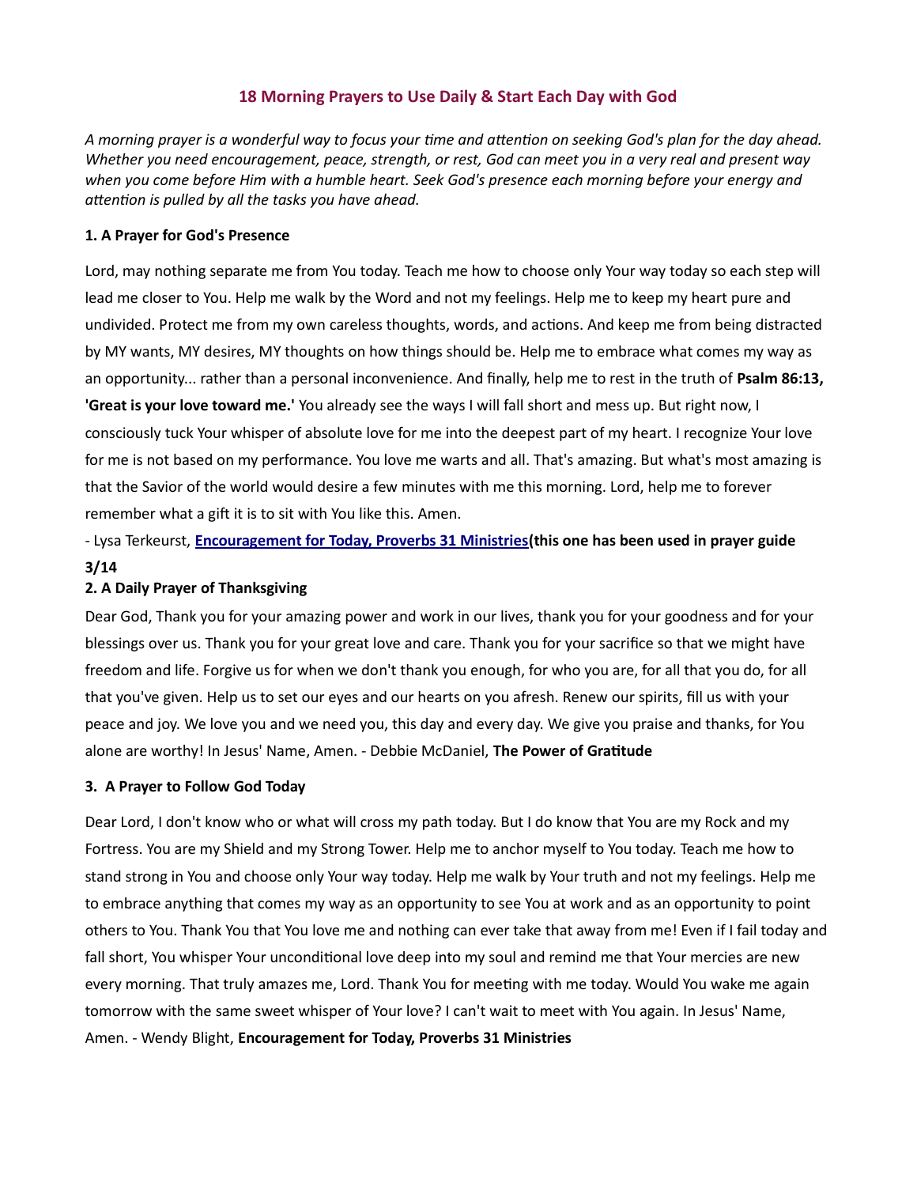## 18 Morning Prayers to Use Daily & Start Each Day with God

*A morning prayer is a wonderful way to focus your time and attention on seeking God's plan for the day ahead. Whether you need encouragement, peace, strength, or rest, God can meet you in a very real and present way when you come before Him with a humble heart. Seek God's presence each morning before your energy and attention is pulled by all the tasks you have ahead.*

### 1. A Prayer for God's Presence

Lord, may nothing separate me from You today. Teach me how to choose only Your way today so each step will lead me closer to You. Help me walk by the Word and not my feelings. Help me to keep my heart pure and undivided. Protect me from my own careless thoughts, words, and actions. And keep me from being distracted by MY wants, MY desires, MY thoughts on how things should be. Help me to embrace what comes my way as an opportunity... rather than a personal inconvenience. And finally, help me to rest in the truth of **Psalm 86:13, 'Great is your love toward me.'** You already see the ways I will fall short and mess up. But right now, I consciously tuck Your whisper of absolute love for me into the deepest part of my heart. I recognize Your love for me is not based on my performance. You love me warts and all. That's amazing. But what's most amazing is that the Savior of the world would desire a few minutes with me this morning. Lord, help me to forever remember what a gift it is to sit with You like this. Amen.

- Lysa Terkeurst, **Encouragement for Today, Proverbs 31 Ministries(this one has been used in prayer guide 3/14**

### 2. A Daily Prayer of Thanksgiving

Dear God, Thank you for your amazing power and work in our lives, thank you for your goodness and for your blessings over us. Thank you for your great love and care. Thank you for your sacrifice so that we might have freedom and life. Forgive us for when we don't thank you enough, for who you are, for all that you do, for all that you've given. Help us to set our eyes and our hearts on you afresh. Renew our spirits, fill us with your peace and joy. We love you and we need you, this day and every day. We give you praise and thanks, for You alone are worthy! In Jesus' Name, Amen. - Debbie McDaniel, **The Power of Gratitude**

### 3. A Prayer to Follow God Today

Dear Lord, I don't know who or what will cross my path today. But I do know that You are my Rock and my Fortress. You are my Shield and my Strong Tower. Help me to anchor myself to You today. Teach me how to stand strong in You and choose only Your way today. Help me walk by Your truth and not my feelings. Help me to embrace anything that comes my way as an opportunity to see You at work and as an opportunity to point others to You. Thank You that You love me and nothing can ever take that away from me! Even if I fail today and fall short, You whisper Your unconditional love deep into my soul and remind me that Your mercies are new every morning. That truly amazes me, Lord. Thank You for meeting with me today. Would You wake me again tomorrow with the same sweet whisper of Your love? I can't wait to meet with You again. In Jesus' Name, Amen. - Wendy Blight, **Encouragement for Today, Proverbs 31 Ministries**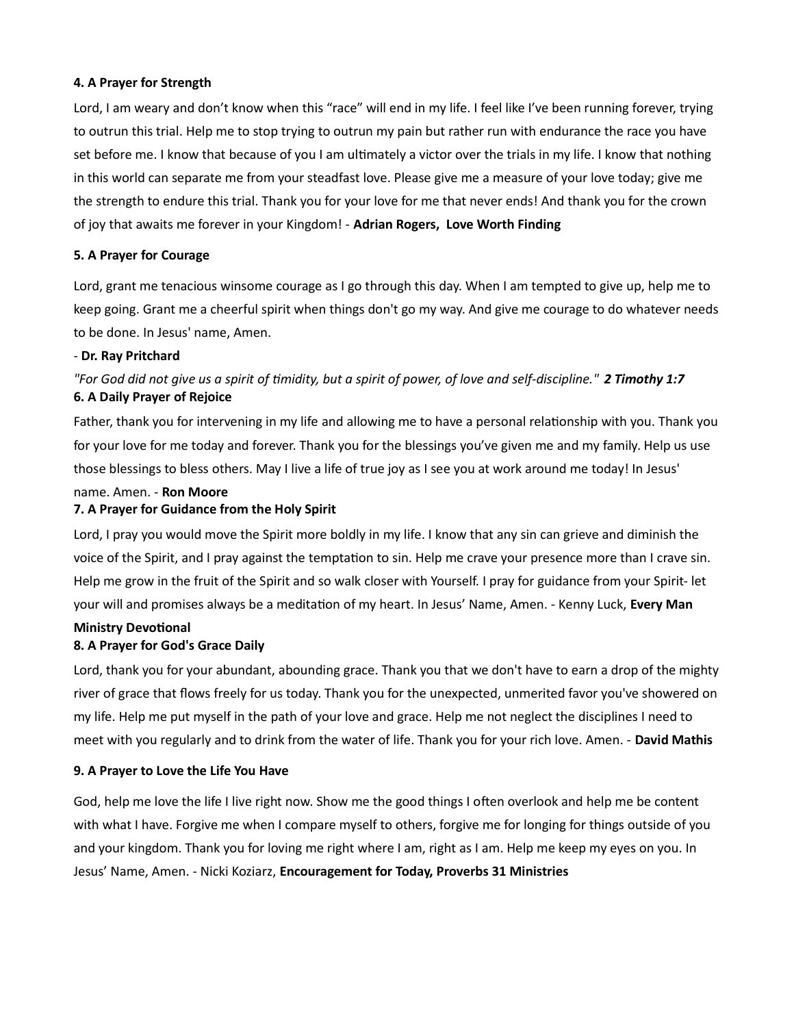**4. A Prayer for Strength**

Lord, I am weary and don't know when this "race" will end in my life. I feel like I've been running forever, trying to outrun this trial. Help me to stop trying to outrun my pain but rather run with endurance the race you have set before me. I know that because of you I am ultimately a victor over the trials in my life. I know that nothing in this world can separate me from your steadfast love. Please give me a measure of your love today; give me the strength to endure this trial. Thank you for your love for me that never ends! And thank you for the crown of joy that awaits me forever in your Kingdom! - **Adrian Rogers, Love Worth Finding**

**5. A Prayer for Courage**

Lord, grant me tenacious winsome courage as I go through this day. When I am tempted to give up, help me to keep going. Grant me a cheerful spirit when things don't go my way. And give me courage to do whatever needs to be done. In Jesus' name, Amen.

- **Dr. Ray Pritchard**

*"For God did not give us a spirit of timidity, but a spirit of power, of love and self-discipline."* ***2 Timothy 1:7***

**6. A Daily Prayer of Rejoice**

Father, thank you for intervening in my life and allowing me to have a personal relationship with you. Thank you for your love for me today and forever. Thank you for the blessings you've given me and my family. Help us use those blessings to bless others. May I live a life of true joy as I see you at work around me today! In Jesus' name. Amen. - **Ron Moore**

**7. A Prayer for Guidance from the Holy Spirit**

Lord, I pray you would move the Spirit more boldly in my life. I know that any sin can grieve and diminish the voice of the Spirit, and I pray against the temptation to sin. Help me crave your presence more than I crave sin. Help me grow in the fruit of the Spirit and so walk closer with Yourself. I pray for guidance from your Spirit- let your will and promises always be a meditation of my heart. In Jesus' Name, Amen. - Kenny Luck, **Every Man Ministry Devotional**

**8. A Prayer for God's Grace Daily**

Lord, thank you for your abundant, abounding grace. Thank you that we don't have to earn a drop of the mighty river of grace that flows freely for us today. Thank you for the unexpected, unmerited favor you've showered on my life. Help me put myself in the path of your love and grace. Help me not neglect the disciplines I need to meet with you regularly and to drink from the water of life. Thank you for your rich love. Amen. - **David Mathis**

**9. A Prayer to Love the Life You Have**

God, help me love the life I live right now. Show me the good things I often overlook and help me be content with what I have. Forgive me when I compare myself to others, forgive me for longing for things outside of you and your kingdom. Thank you for loving me right where I am, right as I am. Help me keep my eyes on you. In Jesus' Name, Amen. - Nicki Koziarz, **Encouragement for Today, Proverbs 31 Ministries**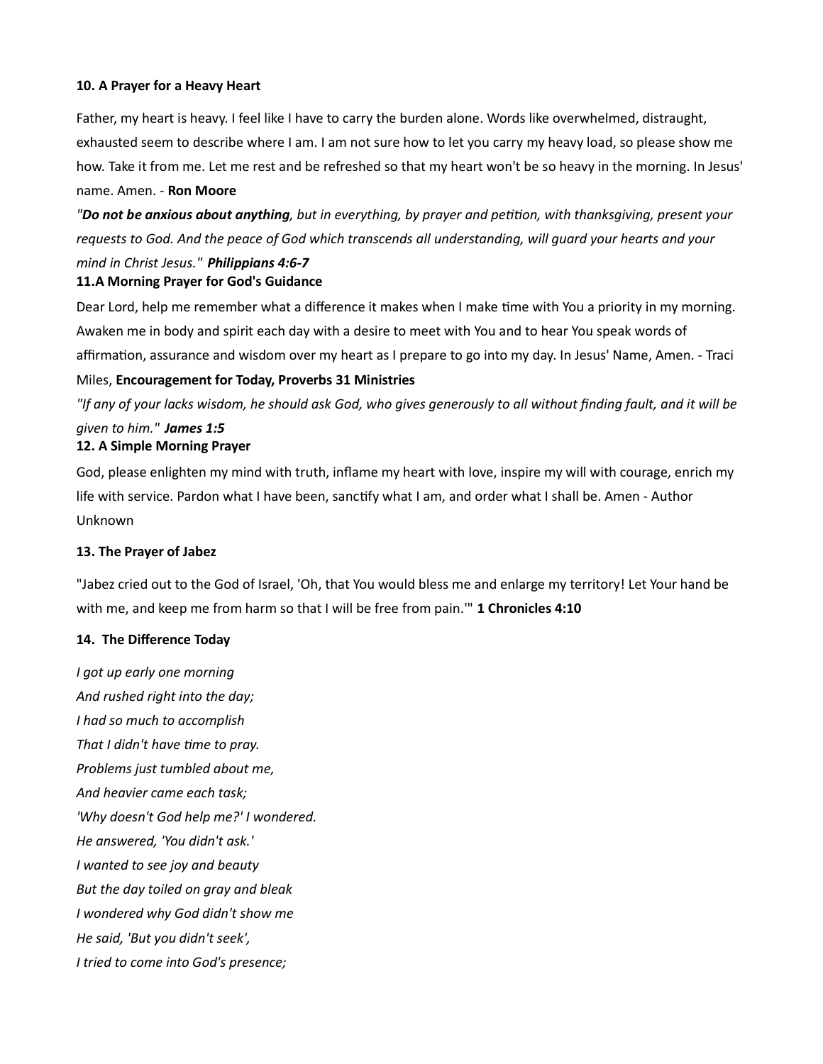**10. A Prayer for a Heavy Heart**

Father, my heart is heavy. I feel like I have to carry the burden alone. Words like overwhelmed, distraught, exhausted seem to describe where I am. I am not sure how to let you carry my heavy load, so please show me how. Take it from me. Let me rest and be refreshed so that my heart won't be so heavy in the morning. In Jesus' name. Amen. - **Ron Moore**

*"**Do not be anxious about anything**, but in everything, by prayer and petition, with thanksgiving, present your requests to God. And the peace of God which transcends all understanding, will guard your hearts and your mind in Christ Jesus."* ***Philippians 4:6-7***

**11.A Morning Prayer for God's Guidance**

Dear Lord, help me remember what a difference it makes when I make time with You a priority in my morning. Awaken me in body and spirit each day with a desire to meet with You and to hear You speak words of affirmation, assurance and wisdom over my heart as I prepare to go into my day. In Jesus' Name, Amen. - Traci Miles, **Encouragement for Today, Proverbs 31 Ministries**

*"If any of your lacks wisdom, he should ask God, who gives generously to all without finding fault, and it will be given to him."* ***James 1:5***

**12. A Simple Morning Prayer**

God, please enlighten my mind with truth, inflame my heart with love, inspire my will with courage, enrich my life with service. Pardon what I have been, sanctify what I am, and order what I shall be. Amen - Author Unknown

**13. The Prayer of Jabez**

"Jabez cried out to the God of Israel, 'Oh, that You would bless me and enlarge my territory! Let Your hand be with me, and keep me from harm so that I will be free from pain.'" **1 Chronicles 4:10**

**14. The Difference Today**

*I got up early one morning*
*And rushed right into the day;*
*I had so much to accomplish*
*That I didn't have time to pray.*
*Problems just tumbled about me,*
*And heavier came each task;*
*'Why doesn't God help me?' I wondered.*
*He answered, 'You didn't ask.'*
*I wanted to see joy and beauty*
*But the day toiled on gray and bleak*
*I wondered why God didn't show me*
*He said, 'But you didn't seek',*
*I tried to come into God's presence;*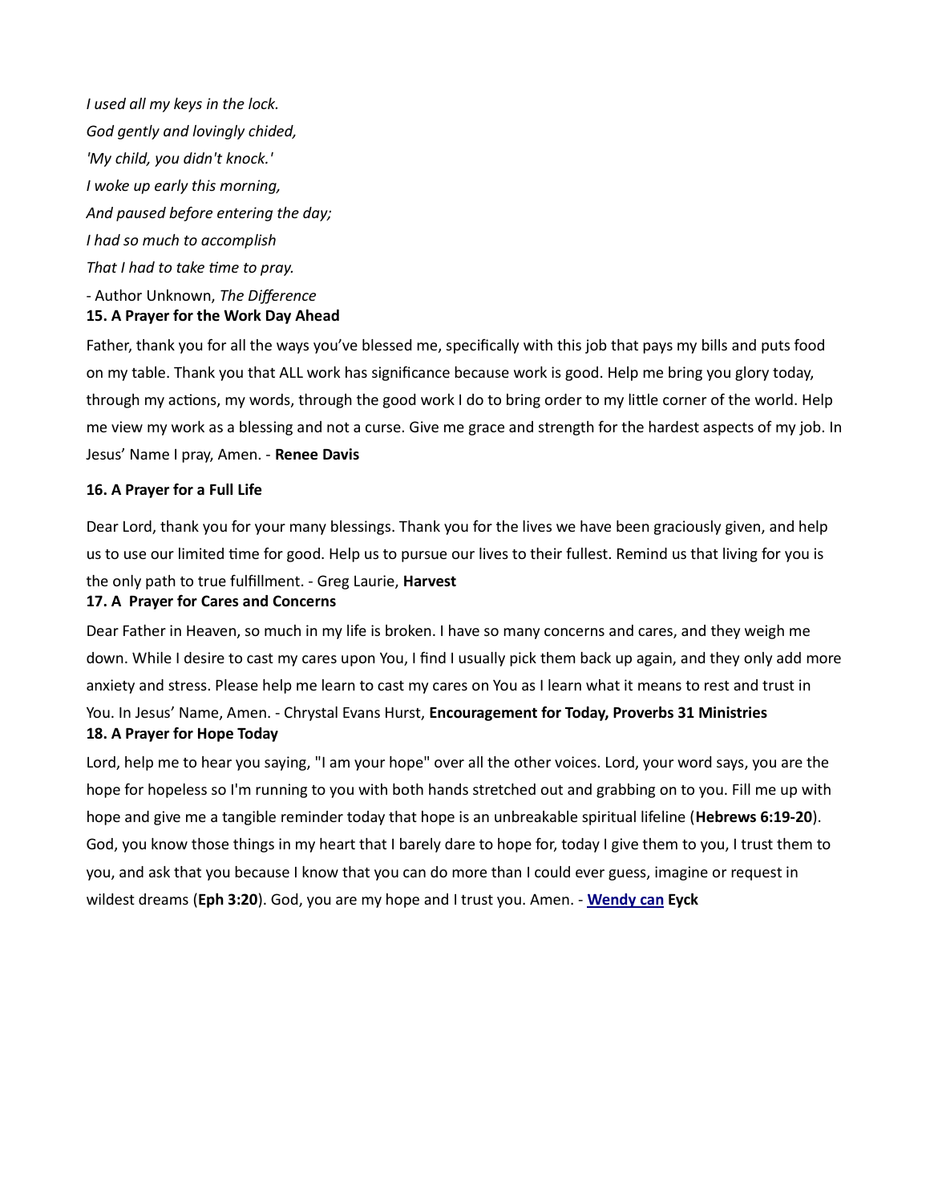*I used all my keys in the lock.*

*God gently and lovingly chided,*

*'My child, you didn't knock.'*

*I woke up early this morning,*

*And paused before entering the day;*

*I had so much to accomplish*

*That I had to take time to pray.*

- Author Unknown, *The Difference*

**15. A Prayer for the Work Day Ahead**

Father, thank you for all the ways you've blessed me, specifically with this job that pays my bills and puts food on my table. Thank you that ALL work has significance because work is good. Help me bring you glory today, through my actions, my words, through the good work I do to bring order to my little corner of the world. Help me view my work as a blessing and not a curse. Give me grace and strength for the hardest aspects of my job. In Jesus' Name I pray, Amen. - **Renee Davis**

**16. A Prayer for a Full Life**

Dear Lord, thank you for your many blessings. Thank you for the lives we have been graciously given, and help us to use our limited time for good. Help us to pursue our lives to their fullest. Remind us that living for you is the only path to true fulfillment. - Greg Laurie, **Harvest**

**17. A Prayer for Cares and Concerns**

Dear Father in Heaven, so much in my life is broken. I have so many concerns and cares, and they weigh me down. While I desire to cast my cares upon You, I find I usually pick them back up again, and they only add more anxiety and stress. Please help me learn to cast my cares on You as I learn what it means to rest and trust in You. In Jesus' Name, Amen. - Chrystal Evans Hurst, **Encouragement for Today, Proverbs 31 Ministries**

**18. A Prayer for Hope Today**

Lord, help me to hear you saying, "I am your hope" over all the other voices. Lord, your word says, you are the hope for hopeless so I'm running to you with both hands stretched out and grabbing on to you. Fill me up with hope and give me a tangible reminder today that hope is an unbreakable spiritual lifeline (**Hebrews 6:19-20**). God, you know those things in my heart that I barely dare to hope for, today I give them to you, I trust them to you, and ask that you because I know that you can do more than I could ever guess, imagine or request in wildest dreams (**Eph 3:20**). God, you are my hope and I trust you. Amen. - **Wendy can Eyck**